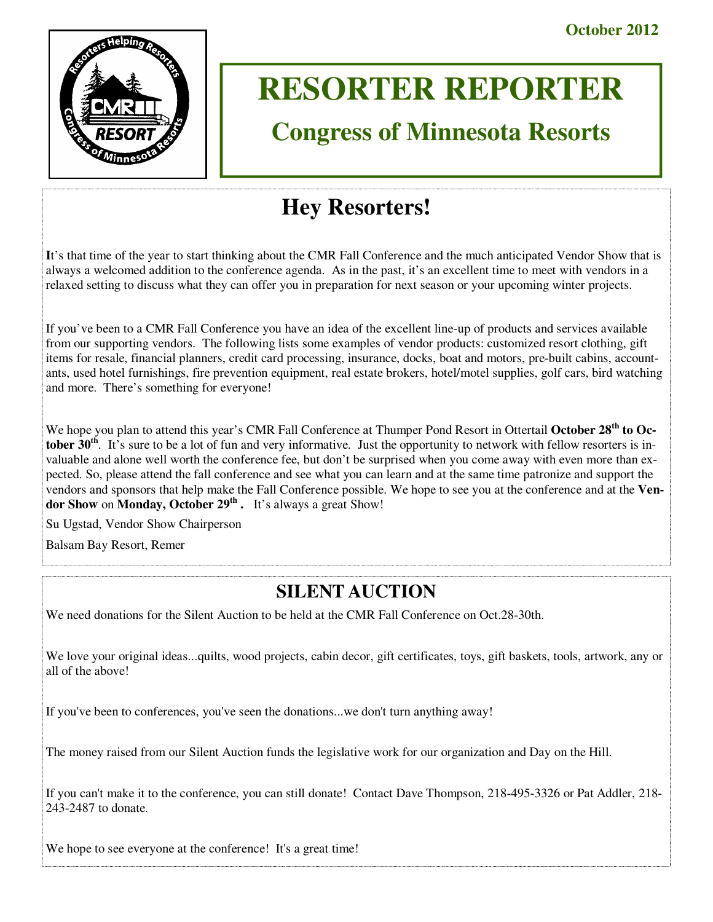October 2012

# RESORTER REPORTER

## Congress of Minnesota Resorts

## Hey Resorters!

It's that time of the year to start thinking about the CMR Fall Conference and the much anticipated Vendor Show that is always a welcomed addition to the conference agenda. As in the past, it's an excellent time to meet with vendors in a relaxed setting to discuss what they can offer you in preparation for next season or your upcoming winter projects.

If you've been to a CMR Fall Conference you have an idea of the excellent line-up of products and services available from our supporting vendors. The following lists some examples of vendor products: customized resort clothing, gift items for resale, financial planners, credit card processing, insurance, docks, boat and motors, pre-built cabins, accountants, used hotel furnishings, fire prevention equipment, real estate brokers, hotel/motel supplies, golf cars, bird watching and more. There's something for everyone!

We hope you plan to attend this year's CMR Fall Conference at Thumper Pond Resort in Ottertail **October 28th to October 30th**. It's sure to be a lot of fun and very informative. Just the opportunity to network with fellow resorters is invaluable and alone well worth the conference fee, but don't be surprised when you come away with even more than expected. So, please attend the fall conference and see what you can learn and at the same time patronize and support the vendors and sponsors that help make the Fall Conference possible. We hope to see you at the conference and at the **Vendor Show** on **Monday, October 29th .** It's always a great Show!

Su Ugstad, Vendor Show Chairperson

Balsam Bay Resort, Remer

## SILENT AUCTION

We need donations for the Silent Auction to be held at the CMR Fall Conference on Oct.28-30th.

We love your original ideas...quilts, wood projects, cabin decor, gift certificates, toys, gift baskets, tools, artwork, any or all of the above!

If you've been to conferences, you've seen the donations...we don't turn anything away!

The money raised from our Silent Auction funds the legislative work for our organization and Day on the Hill.

If you can't make it to the conference, you can still donate! Contact Dave Thompson, 218-495-3326 or Pat Addler, 218-243-2487 to donate.

We hope to see everyone at the conference! It's a great time!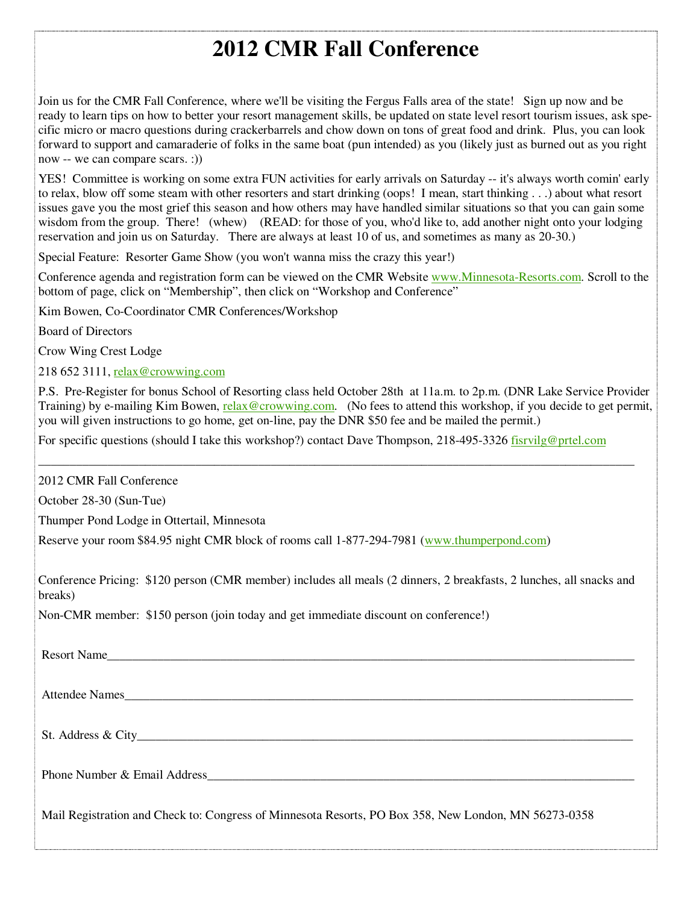# 2012 CMR Fall Conference

Join us for the CMR Fall Conference, where we'll be visiting the Fergus Falls area of the state! Sign up now and be ready to learn tips on how to better your resort management skills, be updated on state level resort tourism issues, ask specific micro or macro questions during crackerbarrels and chow down on tons of great food and drink. Plus, you can look forward to support and camaraderie of folks in the same boat (pun intended) as you (likely just as burned out as you right now -- we can compare scars. :))

YES! Committee is working on some extra FUN activities for early arrivals on Saturday -- it's always worth comin' early to relax, blow off some steam with other resorters and start drinking (oops! I mean, start thinking . . .) about what resort issues gave you the most grief this season and how others may have handled similar situations so that you can gain some wisdom from the group. There! (whew) (READ: for those of you, who'd like to, add another night onto your lodging reservation and join us on Saturday. There are always at least 10 of us, and sometimes as many as 20-30.)

Special Feature: Resorter Game Show (you won't wanna miss the crazy this year!)

Conference agenda and registration form can be viewed on the CMR Website www.Minnesota-Resorts.com. Scroll to the bottom of page, click on "Membership", then click on "Workshop and Conference"

Kim Bowen, Co-Coordinator CMR Conferences/Workshop

Board of Directors

Crow Wing Crest Lodge

218 652 3111, relax@crowwing.com

P.S. Pre-Register for bonus School of Resorting class held October 28th at 11a.m. to 2p.m. (DNR Lake Service Provider Training) by e-mailing Kim Bowen, relax@crowwing.com. (No fees to attend this workshop, if you decide to get permit, you will given instructions to go home, get on-line, pay the DNR $50 fee and be mailed the permit.)

For specific questions (should I take this workshop?) contact Dave Thompson, 218-495-3326 fisrvilg@prtel.com

---

2012 CMR Fall Conference

October 28-30 (Sun-Tue)

Thumper Pond Lodge in Ottertail, Minnesota

Reserve your room $84.95 night CMR block of rooms call 1-877-294-7981 (www.thumperpond.com)

Conference Pricing: $120 person (CMR member) includes all meals (2 dinners, 2 breakfasts, 2 lunches, all snacks and breaks)

Non-CMR member: $150 person (join today and get immediate discount on conference!)

Resort Name_______________________________________________

Attendee Names_____________________________________________

St. Address & City___________________________________________

Phone Number & Email Address________________________________

Mail Registration and Check to: Congress of Minnesota Resorts, PO Box 358, New London, MN 56273-0358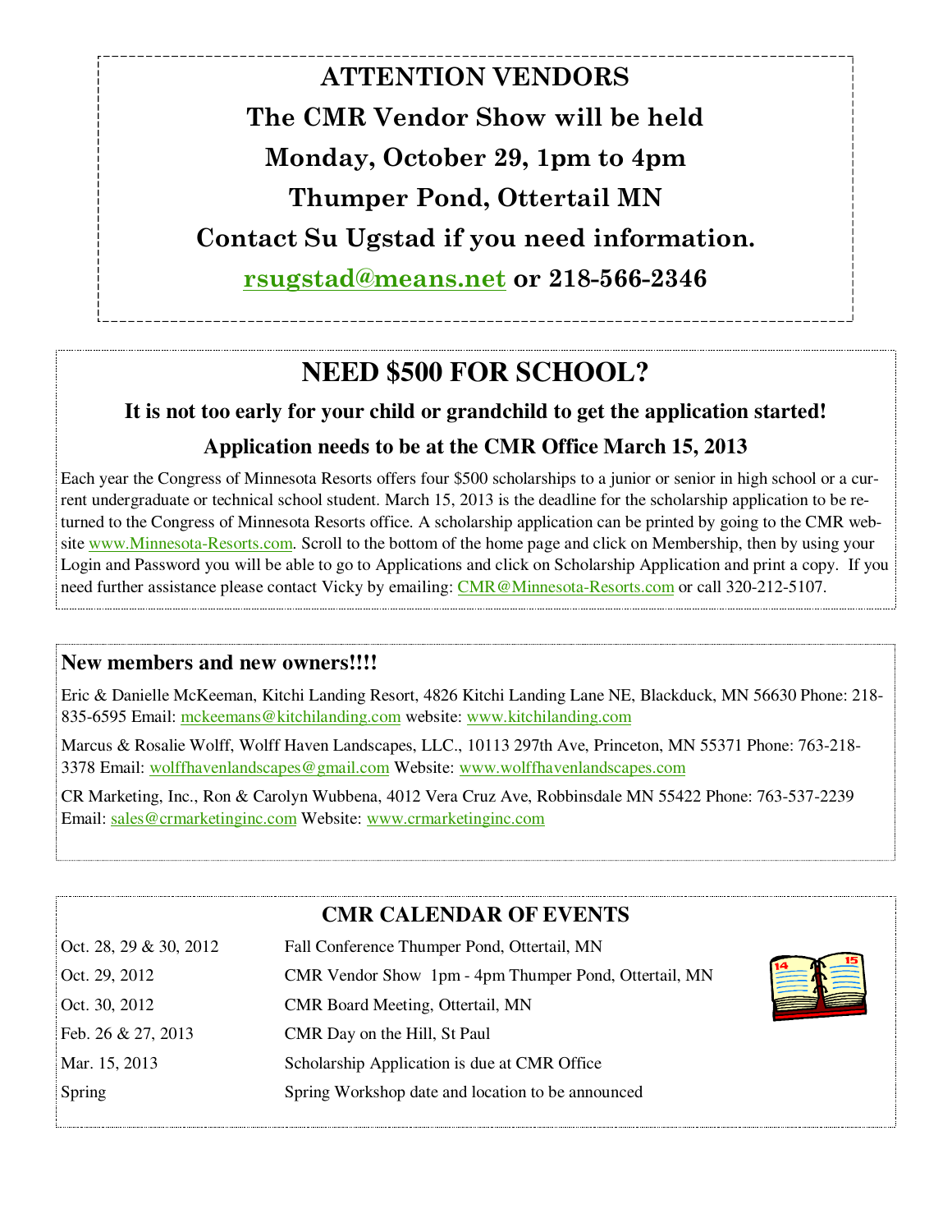## ATTENTION VENDORS

**The CMR Vendor Show will be held**

**Monday, October 29, 1pm to 4pm**

**Thumper Pond, Ottertail MN**

**Contact Su Ugstad if you need information.**

**rsugstad@means.net or 218-566-2346**

## NEED $500 FOR SCHOOL?

**It is not too early for your child or grandchild to get the application started!**

**Application needs to be at the CMR Office March 15, 2013**

Each year the Congress of Minnesota Resorts offers four $500 scholarships to a junior or senior in high school or a current undergraduate or technical school student. March 15, 2013 is the deadline for the scholarship application to be returned to the Congress of Minnesota Resorts office. A scholarship application can be printed by going to the CMR website www.Minnesota-Resorts.com. Scroll to the bottom of the home page and click on Membership, then by using your Login and Password you will be able to go to Applications and click on Scholarship Application and print a copy. If you need further assistance please contact Vicky by emailing: CMR@Minnesota-Resorts.com or call 320-212-5107.

### New members and new owners!!!!

Eric & Danielle McKeeman, Kitchi Landing Resort, 4826 Kitchi Landing Lane NE, Blackduck, MN 56630 Phone: 218-835-6595 Email: mckeemans@kitchilanding.com website: www.kitchilanding.com

Marcus & Rosalie Wolff, Wolff Haven Landscapes, LLC., 10113 297th Ave, Princeton, MN 55371 Phone: 763-218-3378 Email: wolffhavenlandscapes@gmail.com Website: www.wolffhavenlandscapes.com

CR Marketing, Inc., Ron & Carolyn Wubbena, 4012 Vera Cruz Ave, Robbinsdale MN 55422 Phone: 763-537-2239 Email: sales@crmarketinginc.com Website: www.crmarketinginc.com

### CMR CALENDAR OF EVENTS

| Date | Event |
|---|---|
| Oct. 28, 29 & 30, 2012 | Fall Conference Thumper Pond, Ottertail, MN |
| Oct. 29, 2012 | CMR Vendor Show 1pm - 4pm Thumper Pond, Ottertail, MN |
| Oct. 30, 2012 | CMR Board Meeting, Ottertail, MN |
| Feb. 26 & 27, 2013 | CMR Day on the Hill, St Paul |
| Mar. 15, 2013 | Scholarship Application is due at CMR Office |
| Spring | Spring Workshop date and location to be announced |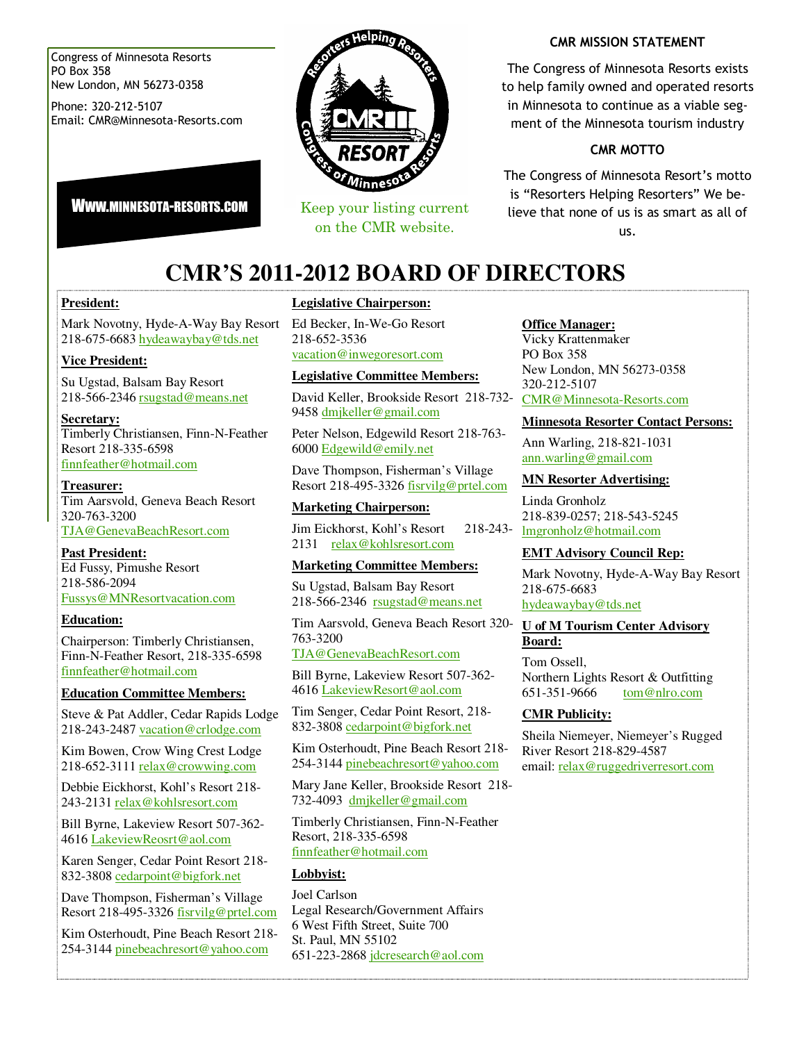Congress of Minnesota Resorts
PO Box 358
New London, MN 56273-0358

Phone: 320-212-5107
Email: CMR@Minnesota-Resorts.com

**WWW.MINNESOTA-RESORTS.COM**

Keep your listing current on the CMR website.

**CMR MISSION STATEMENT**

The Congress of Minnesota Resorts exists to help family owned and operated resorts in Minnesota to continue as a viable segment of the Minnesota tourism industry

**CMR MOTTO**

The Congress of Minnesota Resort's motto is "Resorters Helping Resorters" We believe that none of us is as smart as all of us.

# CMR'S 2011-2012 BOARD OF DIRECTORS

**President:**

Mark Novotny, Hyde-A-Way Bay Resort 218-675-6683 hydeawaybay@tds.net

**Vice President:**

Su Ugstad, Balsam Bay Resort 218-566-2346 rsugstad@means.net

**Secretary:**
Timberly Christiansen, Finn-N-Feather Resort 218-335-6598 finnfeather@hotmail.com

**Treasurer:**
Tim Aarsvold, Geneva Beach Resort 320-763-3200 TJA@GenevaBeachResort.com

**Past President:**
Ed Fussy, Pimushe Resort 218-586-2094 Fussys@MNResortvacation.com

**Education:**

Chairperson: Timberly Christiansen, Finn-N-Feather Resort, 218-335-6598 finnfeather@hotmail.com

**Education Committee Members:**

Steve & Pat Addler, Cedar Rapids Lodge 218-243-2487 vacation@crlodge.com

Kim Bowen, Crow Wing Crest Lodge 218-652-3111 relax@crowwing.com

Debbie Eickhorst, Kohl's Resort 218-243-2131 relax@kohlsresort.com

Bill Byrne, Lakeview Resort 507-362-4616 LakeviewReosrt@aol.com

Karen Senger, Cedar Point Resort 218-832-3808 cedarpoint@bigfork.net

Dave Thompson, Fisherman's Village Resort 218-495-3326 fisrvilg@prtel.com

Kim Osterhoudt, Pine Beach Resort 218-254-3144 pinebeachresort@yahoo.com

**Legislative Chairperson:**

Ed Becker, In-We-Go Resort 218-652-3536 vacation@inwegoresort.com

**Legislative Committee Members:**

David Keller, Brookside Resort 218-732-9458 dmjkeller@gmail.com

Peter Nelson, Edgewild Resort 218-763-6000 Edgewild@emily.net

Dave Thompson, Fisherman's Village Resort 218-495-3326 fisrvilg@prtel.com

**Marketing Chairperson:**

Jim Eickhorst, Kohl's Resort 218-243-2131 relax@kohlsresort.com

**Marketing Committee Members:**

Su Ugstad, Balsam Bay Resort 218-566-2346 rsugstad@means.net

Tim Aarsvold, Geneva Beach Resort 320-763-3200 TJA@GenevaBeachResort.com

Bill Byrne, Lakeview Resort 507-362-4616 LakeviewResort@aol.com

Tim Senger, Cedar Point Resort, 218-832-3808 cedarpoint@bigfork.net

Kim Osterhoudt, Pine Beach Resort 218-254-3144 pinebeachresort@yahoo.com

Mary Jane Keller, Brookside Resort 218-732-4093 dmjkeller@gmail.com

Timberly Christiansen, Finn-N-Feather Resort, 218-335-6598 finnfeather@hotmail.com

**Lobbyist:**

Joel Carlson
Legal Research/Government Affairs
6 West Fifth Street, Suite 700
St. Paul, MN 55102
651-223-2868 jdcresearch@aol.com

**Office Manager:**
Vicky Krattenmaker
PO Box 358
New London, MN 56273-0358
320-212-5107
CMR@Minnesota-Resorts.com

**Minnesota Resorter Contact Persons:**

Ann Warling, 218-821-1031 ann.warling@gmail.com

**MN Resorter Advertising:**

Linda Gronholz
218-839-0257; 218-543-5245
lmgronholz@hotmail.com

**EMT Advisory Council Rep:**

Mark Novotny, Hyde-A-Way Bay Resort 218-675-6683 hydeawaybay@tds.net

**U of M Tourism Center Advisory Board:**

Tom Ossell,
Northern Lights Resort & Outfitting
651-351-9666 tom@nlro.com

**CMR Publicity:**

Sheila Niemeyer, Niemeyer's Rugged River Resort 218-829-4587
email: relax@ruggedriverresort.com